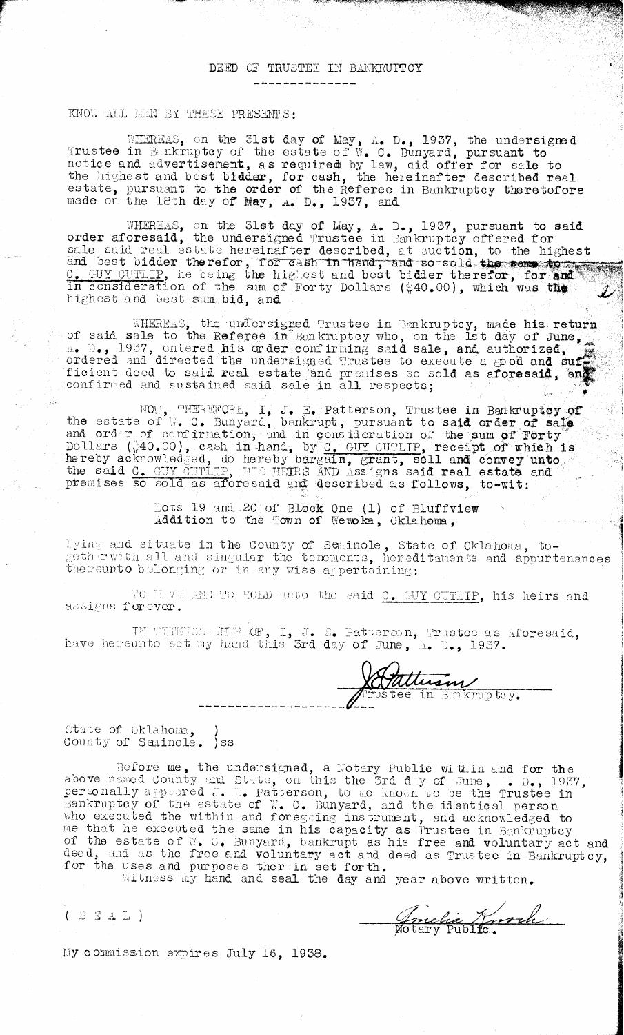# DEED OF TRUSTEE IN BANKRUPTCY

KNOW ALL MEN BY THESE PRESENTS:

WHEREAS, on the 31st day of May, A. D., 1937, the undersigned Trustee in Bankruptcy of the estate of W. C. Bunyard, pursuant to notice and advertisement, as required by law, did offer for sale to the highest and best bidder, for cash, the hereinafter described real estate, pursuant to the order of the Referee in Bankruptcy theretofore made on the 18th day of May, A. D., 1937, and

WHEREAS, on the 31st day of May, A. D., 1937, pursuant to said order aforesaid, the undersigned Trustee in Bankruptcy offered for sale said real estate hereinafter described, at auction, to the highest and best bidder therefor, ~~for cash in hand, and so sold the same to~~ C. GUY CUTLIP, he being the highest and best bidder therefor, for and in consideration of the sum of Forty Dollars ($40.00), which was the highest and best sum bid, and

WHEREAS, the undersigned Trustee in Bankruptcy, made his return of said sale to the Referee in Bankruptcy who, on the 1st day of June, A. D., 1937, entered his order confirming said sale, and authorized, ordered and directed the undersigned Trustee to execute a good and sufficient deed to said real estate and premises so sold as aforesaid, and confirmed and sustained said sale in all respects;

NOW, THEREFORE, I, J. E. Patterson, Trustee in Bankruptcy of the estate of W. C. Bunyard, bankrupt, pursuant to said order of sale and order of confirmation, and in consideration of the sum of Forty Dollars ($40.00), cash in hand, by C. GUY CUTLIP, receipt of which is hereby acknowledged, do hereby bargain, grant, sell and convey unto the said C. GUY CUTLIP, HIS HEIRS AND Assigns said real estate and premises so sold as aforesaid and described as follows, to-wit:

> Lots 19 and 20 of Block One (1) of Bluffview Addition to the Town of Wewoka, Oklahoma,

lying and situate in the County of Seminole, State of Oklahoma, together with all and singular the tenements, hereditaments and appurtenances thereunto belonging or in any wise appertaining:

TO HAVE AND TO HOLD unto the said C. GUY CUTLIP, his heirs and assigns forever.

IN WITNESS WHEREOF, I, J. E. Patterson, Trustee as Aforesaid, have hereunto set my hand this 3rd day of June, A. D., 1937.

J E Patterson
Trustee in Bankruptcy.

State of Oklahoma, )
County of Seminole. )ss

Before me, the undersigned, a Notary Public within and for the above named County and State, on this the 3rd day of June, A. D., 1937, personally appeared J. E. Patterson, to me known to be the Trustee in Bankruptcy of the estate of W. C. Bunyard, and the identical person who executed the within and foregoing instrument, and acknowledged to me that he executed the same in his capacity as Trustee in Bankruptcy of the estate of W. C. Bunyard, bankrupt as his free and voluntary act and deed, and as the free and voluntary act and deed as Trustee in Bankruptcy, for the uses and purposes therein set forth.

Witness my hand and seal the day and year above written.

( SEAL )

Amelia Knoch
Notary Public.

My commission expires July 16, 1938.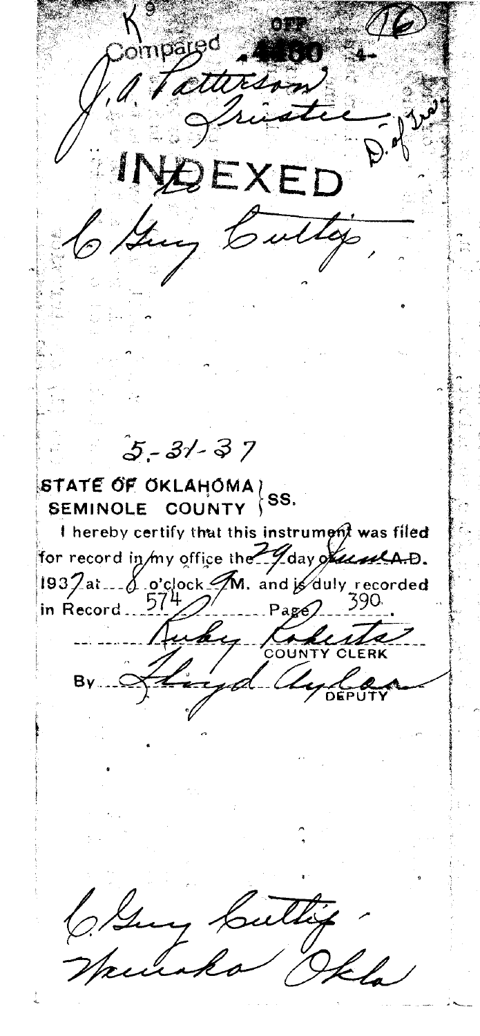K 9

Compared 4460 4-

(16)

J. A. Patterson Trustee

D. of Tr's

INDEXED

C Guy Cutlip,

5.-31-37

STATE OF OKLAHOMA }
SEMINOLE COUNTY } SS.

I hereby certify that this instrument was filed for record in my office the 29 day of June A.D. 1937 at 8 o'clock A M. and is duly recorded in Record 574 Page 390.

Ruby Roberts
COUNTY CLERK

By Floyd Ayler
DEPUTY

C Guy Cutlip
Wewoka Okla